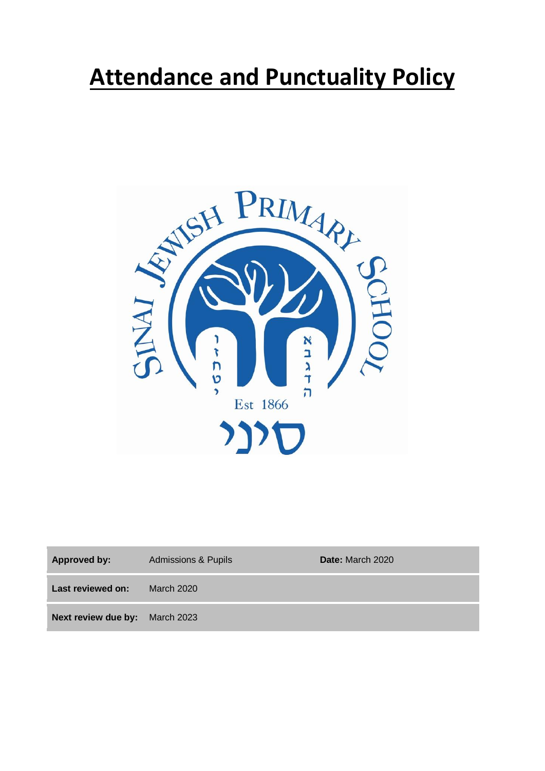# Attendance and Punctuality Policy

| Approved by: | Admissions & Pupils | Date: March 2020 |
| --- | --- | --- |
| Last reviewed on: | March 2020 | |
| Next review due by: | March 2023 | |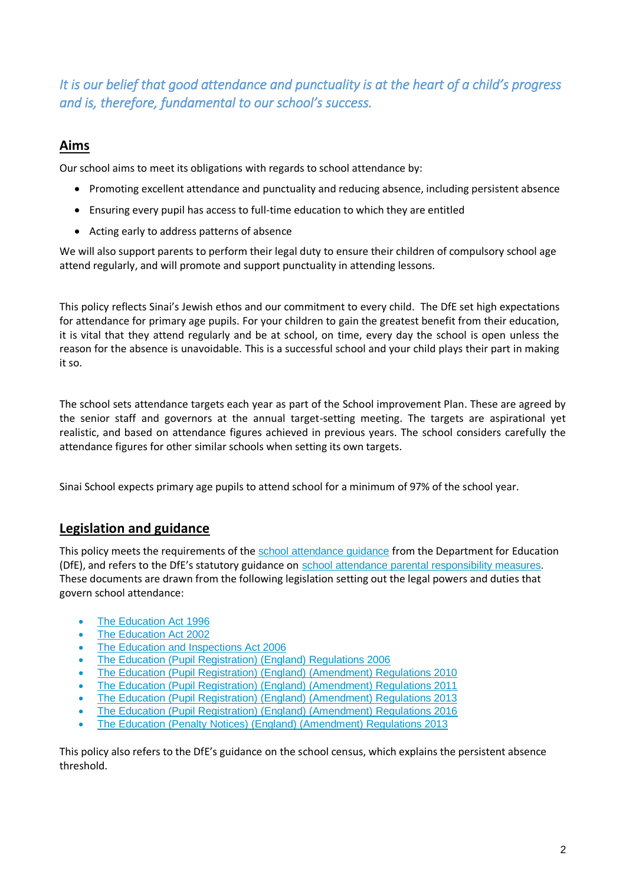*It is our belief that good attendance and punctuality is at the heart of a child's progress and is, therefore, fundamental to our school's success.*

## Aims

Our school aims to meet its obligations with regards to school attendance by:

- Promoting excellent attendance and punctuality and reducing absence, including persistent absence
- Ensuring every pupil has access to full-time education to which they are entitled
- Acting early to address patterns of absence

We will also support parents to perform their legal duty to ensure their children of compulsory school age attend regularly, and will promote and support punctuality in attending lessons.

This policy reflects Sinai's Jewish ethos and our commitment to every child. The DfE set high expectations for attendance for primary age pupils. For your children to gain the greatest benefit from their education, it is vital that they attend regularly and be at school, on time, every day the school is open unless the reason for the absence is unavoidable. This is a successful school and your child plays their part in making it so.

The school sets attendance targets each year as part of the School improvement Plan. These are agreed by the senior staff and governors at the annual target-setting meeting. The targets are aspirational yet realistic, and based on attendance figures achieved in previous years. The school considers carefully the attendance figures for other similar schools when setting its own targets.

Sinai School expects primary age pupils to attend school for a minimum of 97% of the school year.

## Legislation and guidance

This policy meets the requirements of the school attendance guidance from the Department for Education (DfE), and refers to the DfE's statutory guidance on school attendance parental responsibility measures. These documents are drawn from the following legislation setting out the legal powers and duties that govern school attendance:

- The Education Act 1996
- The Education Act 2002
- The Education and Inspections Act 2006
- The Education (Pupil Registration) (England) Regulations 2006
- The Education (Pupil Registration) (England) (Amendment) Regulations 2010
- The Education (Pupil Registration) (England) (Amendment) Regulations 2011
- The Education (Pupil Registration) (England) (Amendment) Regulations 2013
- The Education (Pupil Registration) (England) (Amendment) Regulations 2016
- The Education (Penalty Notices) (England) (Amendment) Regulations 2013

This policy also refers to the DfE's guidance on the school census, which explains the persistent absence threshold.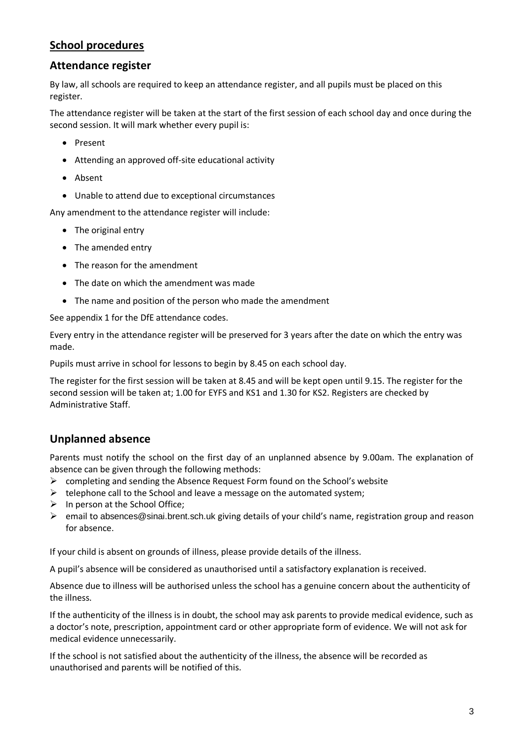## School procedures

### Attendance register

By law, all schools are required to keep an attendance register, and all pupils must be placed on this register.

The attendance register will be taken at the start of the first session of each school day and once during the second session. It will mark whether every pupil is:

- Present
- Attending an approved off-site educational activity
- Absent
- Unable to attend due to exceptional circumstances

Any amendment to the attendance register will include:

- The original entry
- The amended entry
- The reason for the amendment
- The date on which the amendment was made
- The name and position of the person who made the amendment

See appendix 1 for the DfE attendance codes.

Every entry in the attendance register will be preserved for 3 years after the date on which the entry was made.

Pupils must arrive in school for lessons to begin by 8.45 on each school day.

The register for the first session will be taken at 8.45 and will be kept open until 9.15. The register for the second session will be taken at; 1.00 for EYFS and KS1 and 1.30 for KS2. Registers are checked by Administrative Staff.

### Unplanned absence

Parents must notify the school on the first day of an unplanned absence by 9.00am. The explanation of absence can be given through the following methods:

- completing and sending the Absence Request Form found on the School's website
- telephone call to the School and leave a message on the automated system;
- In person at the School Office;
- email to absences@sinai.brent.sch.uk giving details of your child's name, registration group and reason for absence.

If your child is absent on grounds of illness, please provide details of the illness.

A pupil's absence will be considered as unauthorised until a satisfactory explanation is received.

Absence due to illness will be authorised unless the school has a genuine concern about the authenticity of the illness.

If the authenticity of the illness is in doubt, the school may ask parents to provide medical evidence, such as a doctor's note, prescription, appointment card or other appropriate form of evidence. We will not ask for medical evidence unnecessarily.

If the school is not satisfied about the authenticity of the illness, the absence will be recorded as unauthorised and parents will be notified of this.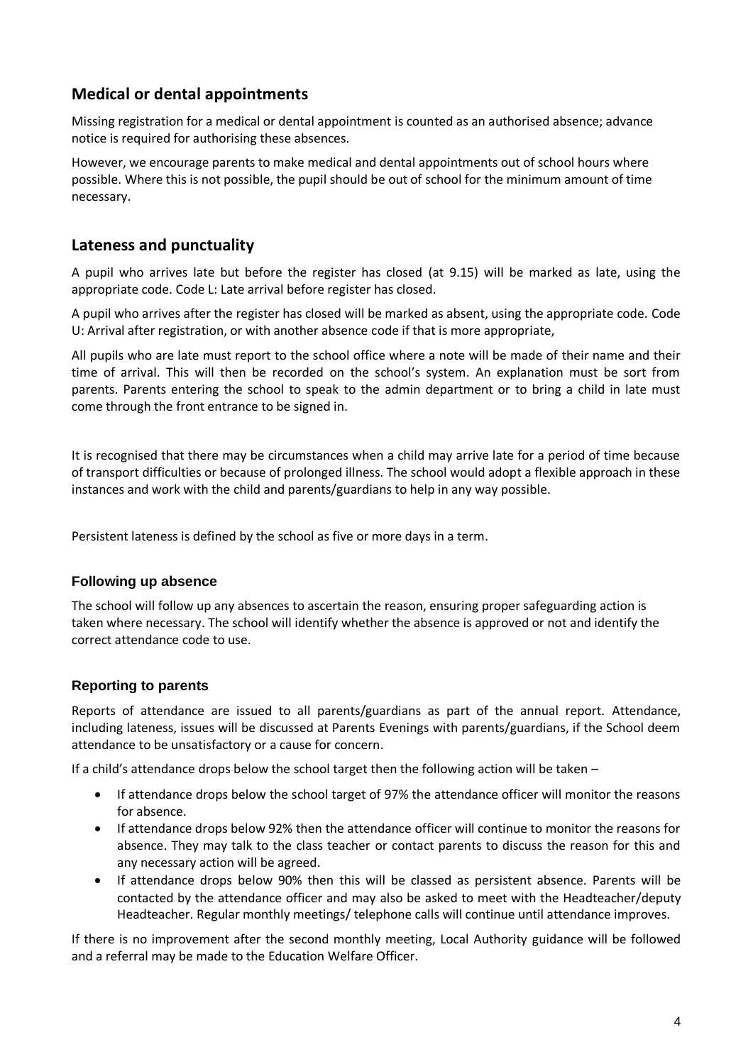## Medical or dental appointments

Missing registration for a medical or dental appointment is counted as an authorised absence; advance notice is required for authorising these absences.

However, we encourage parents to make medical and dental appointments out of school hours where possible. Where this is not possible, the pupil should be out of school for the minimum amount of time necessary.

## Lateness and punctuality

A pupil who arrives late but before the register has closed (at 9.15) will be marked as late, using the appropriate code. Code L: Late arrival before register has closed.

A pupil who arrives after the register has closed will be marked as absent, using the appropriate code. Code U: Arrival after registration, or with another absence code if that is more appropriate,

All pupils who are late must report to the school office where a note will be made of their name and their time of arrival. This will then be recorded on the school's system. An explanation must be sort from parents. Parents entering the school to speak to the admin department or to bring a child in late must come through the front entrance to be signed in.

It is recognised that there may be circumstances when a child may arrive late for a period of time because of transport difficulties or because of prolonged illness. The school would adopt a flexible approach in these instances and work with the child and parents/guardians to help in any way possible.

Persistent lateness is defined by the school as five or more days in a term.

### Following up absence

The school will follow up any absences to ascertain the reason, ensuring proper safeguarding action is taken where necessary. The school will identify whether the absence is approved or not and identify the correct attendance code to use.

### Reporting to parents

Reports of attendance are issued to all parents/guardians as part of the annual report. Attendance, including lateness, issues will be discussed at Parents Evenings with parents/guardians, if the School deem attendance to be unsatisfactory or a cause for concern.

If a child's attendance drops below the school target then the following action will be taken –

- If attendance drops below the school target of 97% the attendance officer will monitor the reasons for absence.
- If attendance drops below 92% then the attendance officer will continue to monitor the reasons for absence. They may talk to the class teacher or contact parents to discuss the reason for this and any necessary action will be agreed.
- If attendance drops below 90% then this will be classed as persistent absence. Parents will be contacted by the attendance officer and may also be asked to meet with the Headteacher/deputy Headteacher. Regular monthly meetings/ telephone calls will continue until attendance improves.

If there is no improvement after the second monthly meeting, Local Authority guidance will be followed and a referral may be made to the Education Welfare Officer.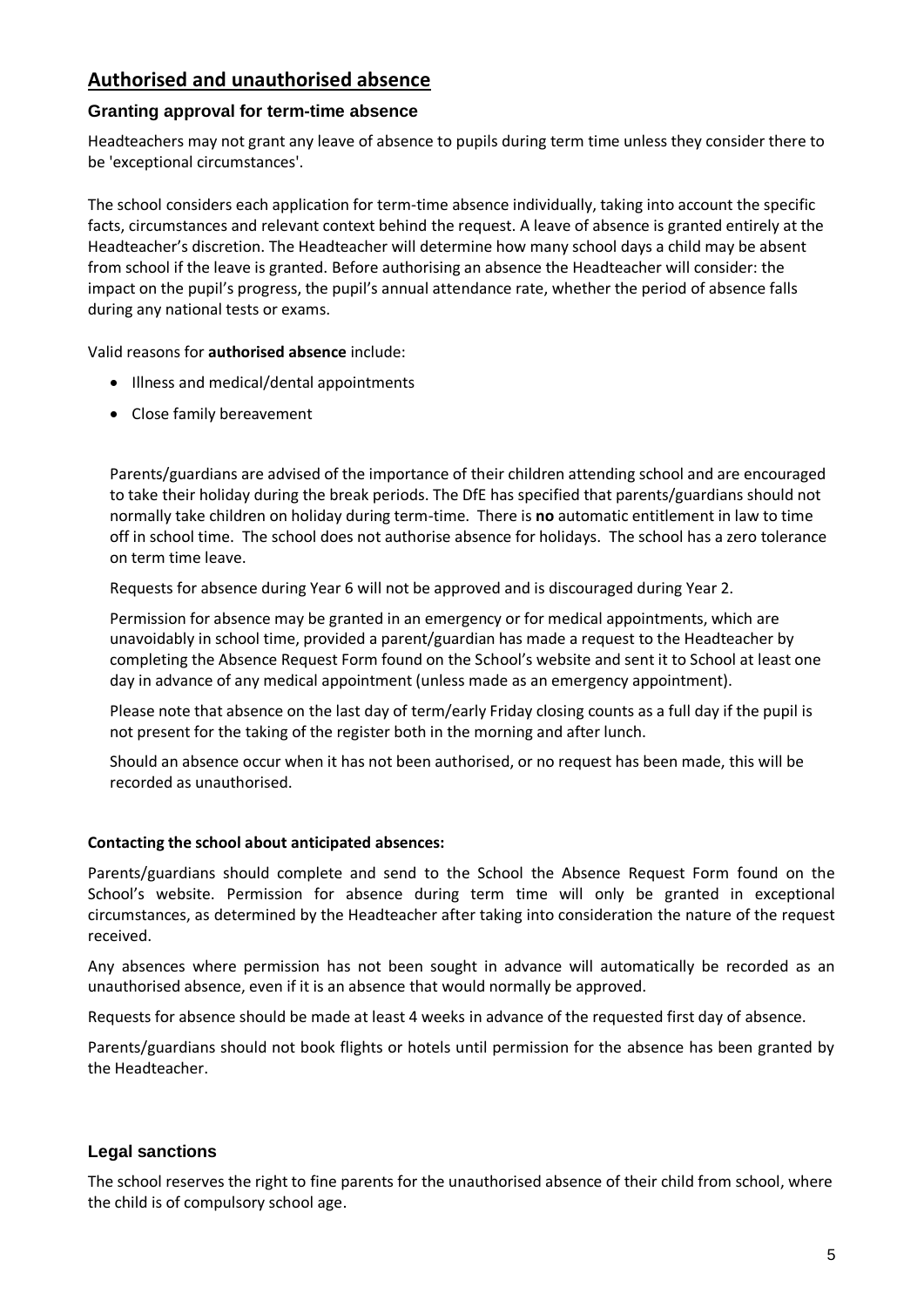## Authorised and unauthorised absence

### Granting approval for term-time absence

Headteachers may not grant any leave of absence to pupils during term time unless they consider there to be 'exceptional circumstances'.

The school considers each application for term-time absence individually, taking into account the specific facts, circumstances and relevant context behind the request. A leave of absence is granted entirely at the Headteacher's discretion. The Headteacher will determine how many school days a child may be absent from school if the leave is granted. Before authorising an absence the Headteacher will consider: the impact on the pupil's progress, the pupil's annual attendance rate, whether the period of absence falls during any national tests or exams.

Valid reasons for **authorised absence** include:

- Illness and medical/dental appointments
- Close family bereavement

Parents/guardians are advised of the importance of their children attending school and are encouraged to take their holiday during the break periods. The DfE has specified that parents/guardians should not normally take children on holiday during term-time. There is **no** automatic entitlement in law to time off in school time. The school does not authorise absence for holidays. The school has a zero tolerance on term time leave.

Requests for absence during Year 6 will not be approved and is discouraged during Year 2.

Permission for absence may be granted in an emergency or for medical appointments, which are unavoidably in school time, provided a parent/guardian has made a request to the Headteacher by completing the Absence Request Form found on the School's website and sent it to School at least one day in advance of any medical appointment (unless made as an emergency appointment).

Please note that absence on the last day of term/early Friday closing counts as a full day if the pupil is not present for the taking of the register both in the morning and after lunch.

Should an absence occur when it has not been authorised, or no request has been made, this will be recorded as unauthorised.

**Contacting the school about anticipated absences:**

Parents/guardians should complete and send to the School the Absence Request Form found on the School's website. Permission for absence during term time will only be granted in exceptional circumstances, as determined by the Headteacher after taking into consideration the nature of the request received.

Any absences where permission has not been sought in advance will automatically be recorded as an unauthorised absence, even if it is an absence that would normally be approved.

Requests for absence should be made at least 4 weeks in advance of the requested first day of absence.

Parents/guardians should not book flights or hotels until permission for the absence has been granted by the Headteacher.

### Legal sanctions

The school reserves the right to fine parents for the unauthorised absence of their child from school, where the child is of compulsory school age.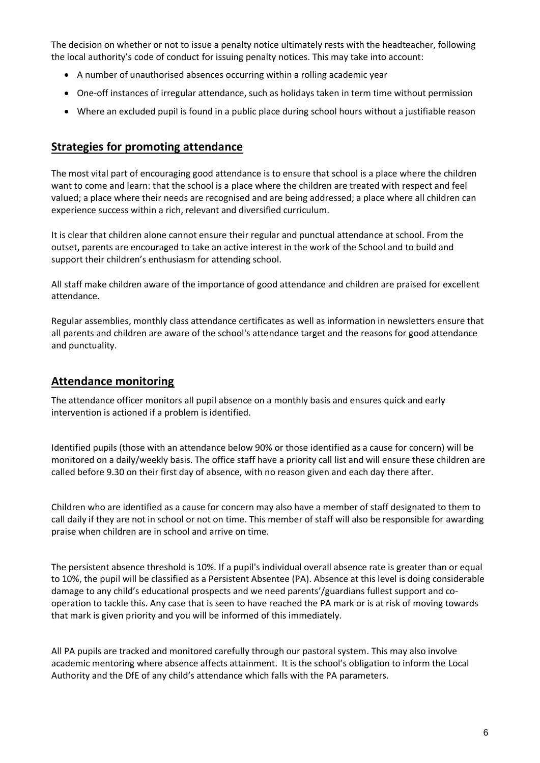The decision on whether or not to issue a penalty notice ultimately rests with the headteacher, following the local authority's code of conduct for issuing penalty notices. This may take into account:

- A number of unauthorised absences occurring within a rolling academic year
- One-off instances of irregular attendance, such as holidays taken in term time without permission
- Where an excluded pupil is found in a public place during school hours without a justifiable reason

## Strategies for promoting attendance

The most vital part of encouraging good attendance is to ensure that school is a place where the children want to come and learn: that the school is a place where the children are treated with respect and feel valued; a place where their needs are recognised and are being addressed; a place where all children can experience success within a rich, relevant and diversified curriculum.

It is clear that children alone cannot ensure their regular and punctual attendance at school. From the outset, parents are encouraged to take an active interest in the work of the School and to build and support their children's enthusiasm for attending school.

All staff make children aware of the importance of good attendance and children are praised for excellent attendance.

Regular assemblies, monthly class attendance certificates as well as information in newsletters ensure that all parents and children are aware of the school's attendance target and the reasons for good attendance and punctuality.

## Attendance monitoring

The attendance officer monitors all pupil absence on a monthly basis and ensures quick and early intervention is actioned if a problem is identified.

Identified pupils (those with an attendance below 90% or those identified as a cause for concern) will be monitored on a daily/weekly basis. The office staff have a priority call list and will ensure these children are called before 9.30 on their first day of absence, with no reason given and each day there after.

Children who are identified as a cause for concern may also have a member of staff designated to them to call daily if they are not in school or not on time. This member of staff will also be responsible for awarding praise when children are in school and arrive on time.

The persistent absence threshold is 10%. If a pupil's individual overall absence rate is greater than or equal to 10%, the pupil will be classified as a Persistent Absentee (PA). Absence at this level is doing considerable damage to any child's educational prospects and we need parents'/guardians fullest support and co-operation to tackle this. Any case that is seen to have reached the PA mark or is at risk of moving towards that mark is given priority and you will be informed of this immediately.

All PA pupils are tracked and monitored carefully through our pastoral system. This may also involve academic mentoring where absence affects attainment. It is the school's obligation to inform the Local Authority and the DfE of any child's attendance which falls with the PA parameters.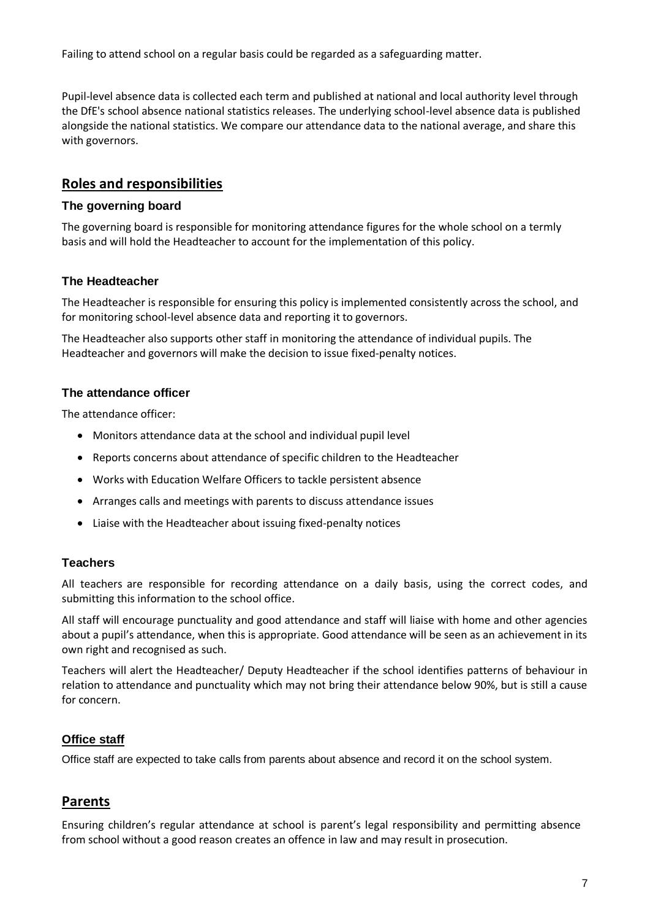Failing to attend school on a regular basis could be regarded as a safeguarding matter.

Pupil-level absence data is collected each term and published at national and local authority level through the DfE's school absence national statistics releases. The underlying school-level absence data is published alongside the national statistics. We compare our attendance data to the national average, and share this with governors.

## Roles and responsibilities

### The governing board

The governing board is responsible for monitoring attendance figures for the whole school on a termly basis and will hold the Headteacher to account for the implementation of this policy.

### The Headteacher

The Headteacher is responsible for ensuring this policy is implemented consistently across the school, and for monitoring school-level absence data and reporting it to governors.

The Headteacher also supports other staff in monitoring the attendance of individual pupils. The Headteacher and governors will make the decision to issue fixed-penalty notices.

### The attendance officer

The attendance officer:

- Monitors attendance data at the school and individual pupil level
- Reports concerns about attendance of specific children to the Headteacher
- Works with Education Welfare Officers to tackle persistent absence
- Arranges calls and meetings with parents to discuss attendance issues
- Liaise with the Headteacher about issuing fixed-penalty notices

### Teachers

All teachers are responsible for recording attendance on a daily basis, using the correct codes, and submitting this information to the school office.

All staff will encourage punctuality and good attendance and staff will liaise with home and other agencies about a pupil's attendance, when this is appropriate. Good attendance will be seen as an achievement in its own right and recognised as such.

Teachers will alert the Headteacher/ Deputy Headteacher if the school identifies patterns of behaviour in relation to attendance and punctuality which may not bring their attendance below 90%, but is still a cause for concern.

### Office staff

Office staff are expected to take calls from parents about absence and record it on the school system.

## Parents

Ensuring children's regular attendance at school is parent's legal responsibility and permitting absence from school without a good reason creates an offence in law and may result in prosecution.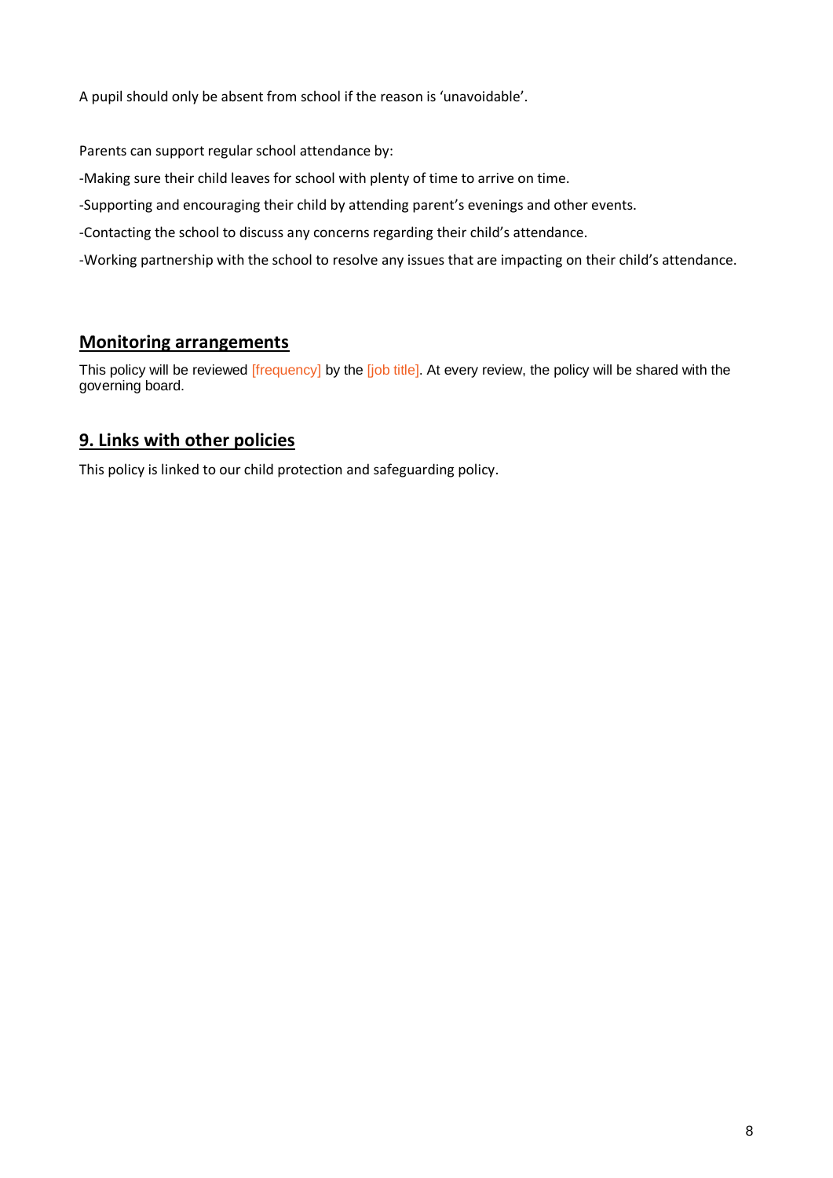A pupil should only be absent from school if the reason is 'unavoidable'.

Parents can support regular school attendance by:

-Making sure their child leaves for school with plenty of time to arrive on time.

-Supporting and encouraging their child by attending parent's evenings and other events.

-Contacting the school to discuss any concerns regarding their child's attendance.

-Working partnership with the school to resolve any issues that are impacting on their child's attendance.

## Monitoring arrangements

This policy will be reviewed [frequency] by the [job title]. At every review, the policy will be shared with the governing board.

## 9. Links with other policies

This policy is linked to our child protection and safeguarding policy.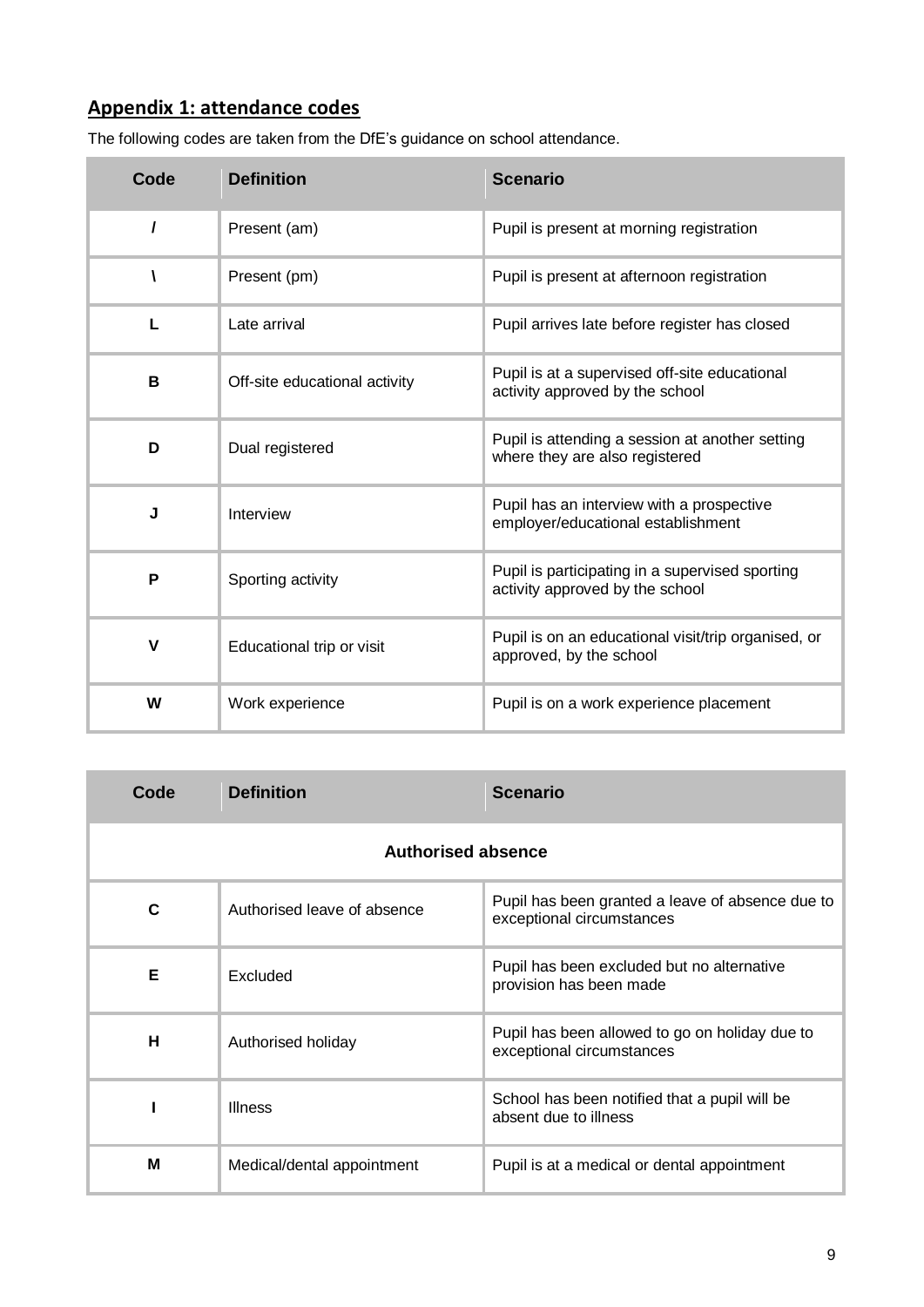## Appendix 1: attendance codes

The following codes are taken from the DfE's guidance on school attendance.

| Code | Definition | Scenario |
|---|---|---|
| / | Present (am) | Pupil is present at morning registration |
| \ | Present (pm) | Pupil is present at afternoon registration |
| L | Late arrival | Pupil arrives late before register has closed |
| B | Off-site educational activity | Pupil is at a supervised off-site educational activity approved by the school |
| D | Dual registered | Pupil is attending a session at another setting where they are also registered |
| J | Interview | Pupil has an interview with a prospective employer/educational establishment |
| P | Sporting activity | Pupil is participating in a supervised sporting activity approved by the school |
| V | Educational trip or visit | Pupil is on an educational visit/trip organised, or approved, by the school |
| W | Work experience | Pupil is on a work experience placement |

| Code | Definition | Scenario |
|---|---|---|
| **Authorised absence** | | |
| C | Authorised leave of absence | Pupil has been granted a leave of absence due to exceptional circumstances |
| E | Excluded | Pupil has been excluded but no alternative provision has been made |
| H | Authorised holiday | Pupil has been allowed to go on holiday due to exceptional circumstances |
| I | Illness | School has been notified that a pupil will be absent due to illness |
| M | Medical/dental appointment | Pupil is at a medical or dental appointment |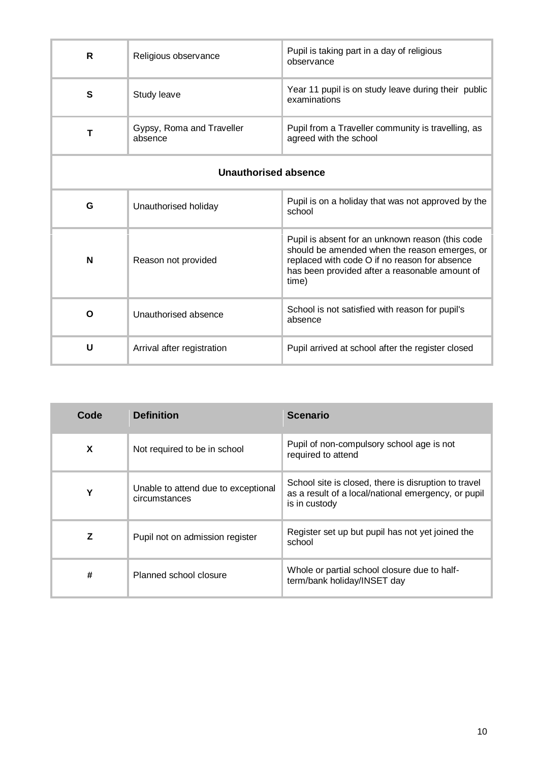| | | |
|---|---|---|
| **R** | Religious observance | Pupil is taking part in a day of religious observance |
| **S** | Study leave | Year 11 pupil is on study leave during their public examinations |
| **T** | Gypsy, Roma and Traveller absence | Pupil from a Traveller community is travelling, as agreed with the school |
| **Unauthorised absence** | | |
| **G** | Unauthorised holiday | Pupil is on a holiday that was not approved by the school |
| **N** | Reason not provided | Pupil is absent for an unknown reason (this code should be amended when the reason emerges, or replaced with code O if no reason for absence has been provided after a reasonable amount of time) |
| **O** | Unauthorised absence | School is not satisfied with reason for pupil's absence |
| **U** | Arrival after registration | Pupil arrived at school after the register closed |

| Code | Definition | Scenario |
|---|---|---|
| **X** | Not required to be in school | Pupil of non-compulsory school age is not required to attend |
| **Y** | Unable to attend due to exceptional circumstances | School site is closed, there is disruption to travel as a result of a local/national emergency, or pupil is in custody |
| **Z** | Pupil not on admission register | Register set up but pupil has not yet joined the school |
| **#** | Planned school closure | Whole or partial school closure due to half-term/bank holiday/INSET day |